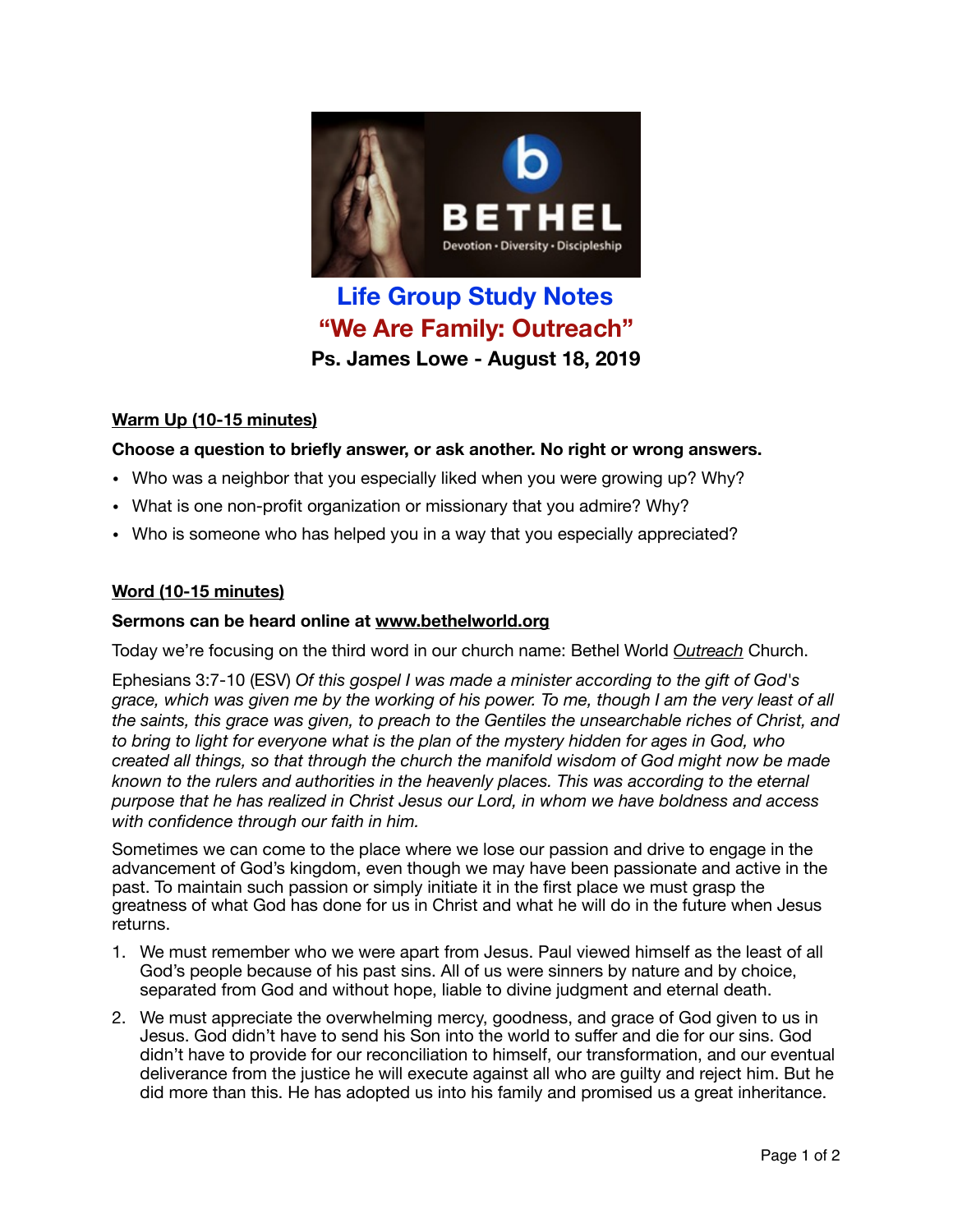# Life Group Study Notes

## “We Are Family: Outreach”

### Ps. James Lowe - August 18, 2019

**Warm Up (10-15 minutes)**

**Choose a question to briefly answer, or ask another. No right or wrong answers.**

- Who was a neighbor that you especially liked when you were growing up? Why?
- What is one non-profit organization or missionary that you admire? Why?
- Who is someone who has helped you in a way that you especially appreciated?

**Word (10-15 minutes)**

**Sermons can be heard online at www.bethelworld.org**

Today we’re focusing on the third word in our church name: Bethel World *Outreach* Church.

Ephesians 3:7-10 (ESV) *Of this gospel I was made a minister according to the gift of God's grace, which was given me by the working of his power. To me, though I am the very least of all the saints, this grace was given, to preach to the Gentiles the unsearchable riches of Christ, and to bring to light for everyone what is the plan of the mystery hidden for ages in God, who created all things, so that through the church the manifold wisdom of God might now be made known to the rulers and authorities in the heavenly places. This was according to the eternal purpose that he has realized in Christ Jesus our Lord, in whom we have boldness and access with confidence through our faith in him.*

Sometimes we can come to the place where we lose our passion and drive to engage in the advancement of God’s kingdom, even though we may have been passionate and active in the past. To maintain such passion or simply initiate it in the first place we must grasp the greatness of what God has done for us in Christ and what he will do in the future when Jesus returns.

1. We must remember who we were apart from Jesus. Paul viewed himself as the least of all God’s people because of his past sins. All of us were sinners by nature and by choice, separated from God and without hope, liable to divine judgment and eternal death.
2. We must appreciate the overwhelming mercy, goodness, and grace of God given to us in Jesus. God didn’t have to send his Son into the world to suffer and die for our sins. God didn’t have to provide for our reconciliation to himself, our transformation, and our eventual deliverance from the justice he will execute against all who are guilty and reject him. But he did more than this. He has adopted us into his family and promised us a great inheritance.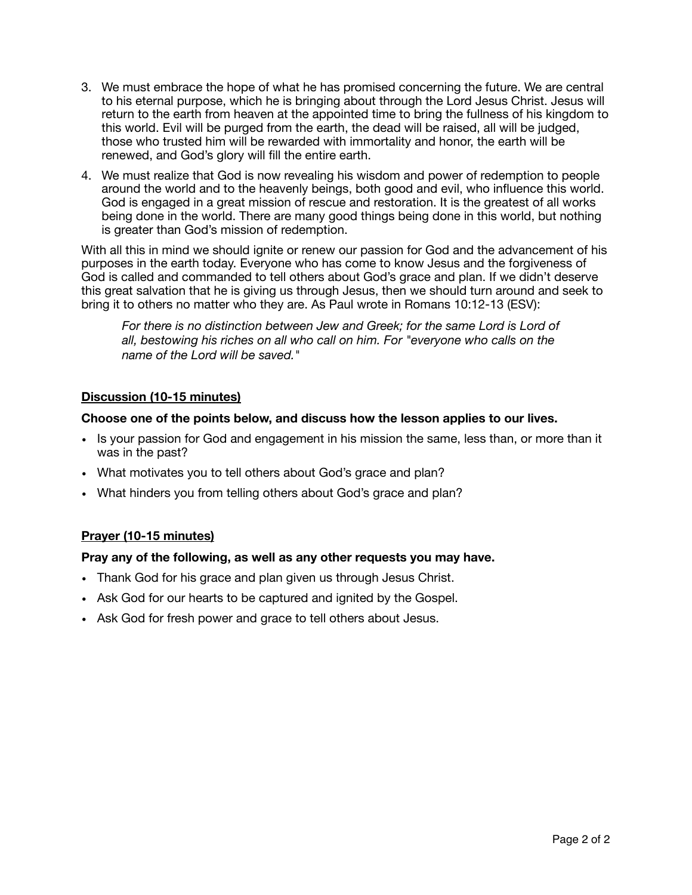3. We must embrace the hope of what he has promised concerning the future. We are central to his eternal purpose, which he is bringing about through the Lord Jesus Christ. Jesus will return to the earth from heaven at the appointed time to bring the fullness of his kingdom to this world. Evil will be purged from the earth, the dead will be raised, all will be judged, those who trusted him will be rewarded with immortality and honor, the earth will be renewed, and God's glory will fill the entire earth.
4. We must realize that God is now revealing his wisdom and power of redemption to people around the world and to the heavenly beings, both good and evil, who influence this world. God is engaged in a great mission of rescue and restoration. It is the greatest of all works being done in the world. There are many good things being done in this world, but nothing is greater than God's mission of redemption.

With all this in mind we should ignite or renew our passion for God and the advancement of his purposes in the earth today. Everyone who has come to know Jesus and the forgiveness of God is called and commanded to tell others about God's grace and plan. If we didn't deserve this great salvation that he is giving us through Jesus, then we should turn around and seek to bring it to others no matter who they are. As Paul wrote in Romans 10:12-13 (ESV):

> *For there is no distinction between Jew and Greek; for the same Lord is Lord of all, bestowing his riches on all who call on him. For "everyone who calls on the name of the Lord will be saved."*

## <u>Discussion (10-15 minutes)</u>

**Choose one of the points below, and discuss how the lesson applies to our lives.**

- Is your passion for God and engagement in his mission the same, less than, or more than it was in the past?
- What motivates you to tell others about God's grace and plan?
- What hinders you from telling others about God's grace and plan?

## <u>Prayer (10-15 minutes)</u>

**Pray any of the following, as well as any other requests you may have.**

- Thank God for his grace and plan given us through Jesus Christ.
- Ask God for our hearts to be captured and ignited by the Gospel.
- Ask God for fresh power and grace to tell others about Jesus.